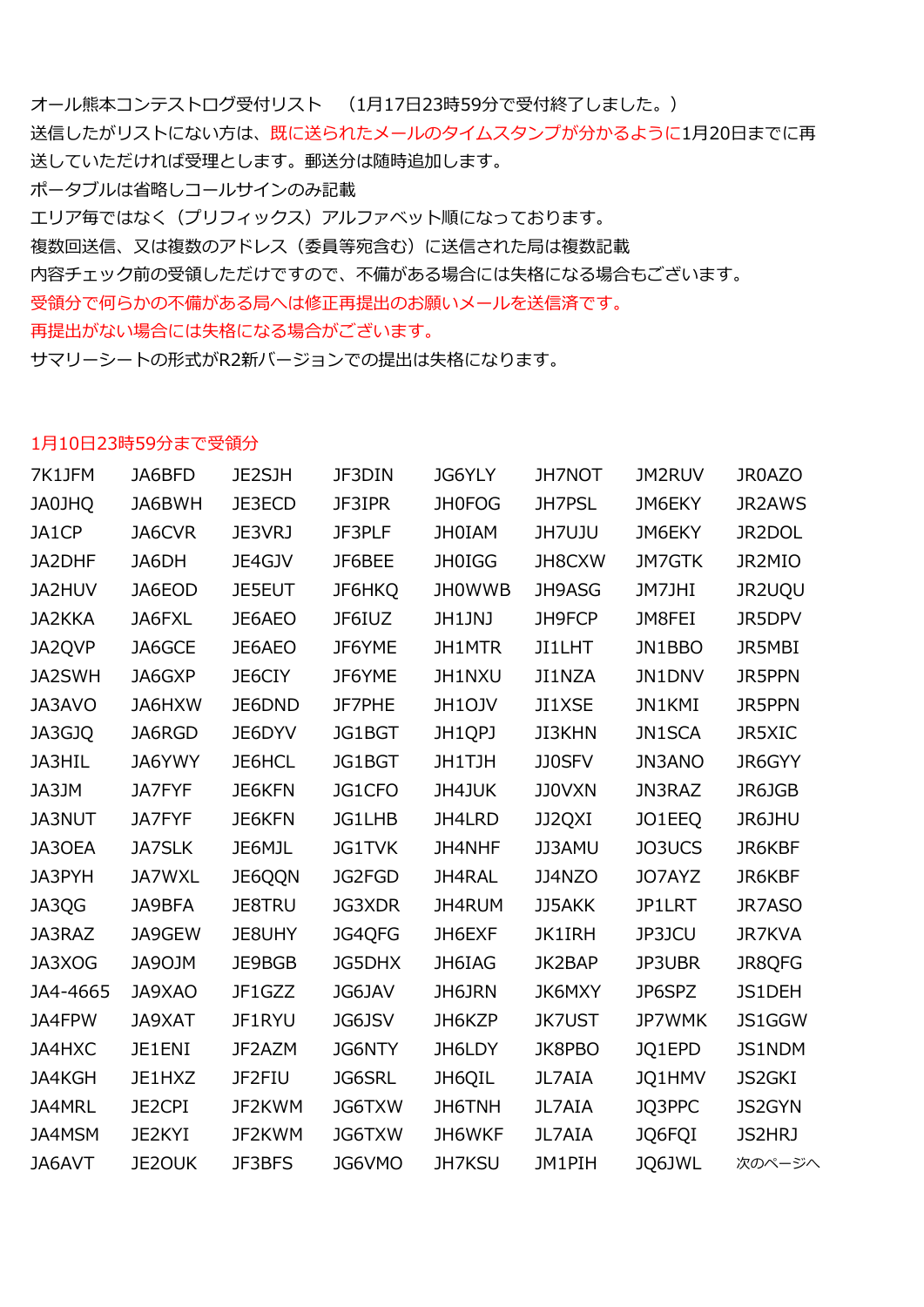オール熊本コンテストログ受付リスト　（1月17日23時59分で受付終了しました。）

送信したがリストにない方は、既に送られたメールのタイムスタンプが分かるように1月20日までに再送していただければ受理とします。郵送分は随時追加します。

ポータブルは省略しコールサインのみ記載

エリア毎ではなく（プリフィックス）アルファベット順になっております。

複数回送信、又は複数のアドレス（委員等宛含む）に送信された局は複数記載

内容チェック前の受領しただけですので、不備がある場合には失格になる場合もございます。

受領分で何らかの不備がある局へは修正再提出のお願いメールを送信済です。

再提出がない場合には失格になる場合がございます。

サマリーシートの形式がR2新バージョンでの提出は失格になります。

1月10日23時59分まで受領分

| | | | | | | | |
|---|---|---|---|---|---|---|---|
| 7K1JFM | JA6BFD | JE2SJH | JF3DIN | JG6YLY | JH7NOT | JM2RUV | JR0AZO |
| JA0JHQ | JA6BWH | JE3ECD | JF3IPR | JH0FOG | JH7PSL | JM6EKY | JR2AWS |
| JA1CP | JA6CVR | JE3VRJ | JF3PLF | JH0IAM | JH7UJU | JM6EKY | JR2DOL |
| JA2DHF | JA6DH | JE4GJV | JF6BEE | JH0IGG | JH8CXW | JM7GTK | JR2MIO |
| JA2HUV | JA6EOD | JE5EUT | JF6HKQ | JH0WWB | JH9ASG | JM7JHI | JR2UQU |
| JA2KKA | JA6FXL | JE6AEO | JF6IUZ | JH1JNJ | JH9FCP | JM8FEI | JR5DPV |
| JA2QVP | JA6GCE | JE6AEO | JF6YME | JH1MTR | JI1LHT | JN1BBO | JR5MBI |
| JA2SWH | JA6GXP | JE6CIY | JF6YME | JH1NXU | JI1NZA | JN1DNV | JR5PPN |
| JA3AVO | JA6HXW | JE6DND | JF7PHE | JH1OJV | JI1XSE | JN1KMI | JR5PPN |
| JA3GJQ | JA6RGD | JE6DYV | JG1BGT | JH1QPJ | JI3KHN | JN1SCA | JR5XIC |
| JA3HIL | JA6YWY | JE6HCL | JG1BGT | JH1TJH | JJ0SFV | JN3ANO | JR6GYY |
| JA3JM | JA7FYF | JE6KFN | JG1CFO | JH4JUK | JJ0VXN | JN3RAZ | JR6JGB |
| JA3NUT | JA7FYF | JE6KFN | JG1LHB | JH4LRD | JJ2QXI | JO1EEQ | JR6JHU |
| JA3OEA | JA7SLK | JE6MJL | JG1TVK | JH4NHF | JJ3AMU | JO3UCS | JR6KBF |
| JA3PYH | JA7WXL | JE6QQN | JG2FGD | JH4RAL | JJ4NZO | JO7AYZ | JR6KBF |
| JA3QG | JA9BFA | JE8TRU | JG3XDR | JH4RUM | JJ5AKK | JP1LRT | JR7ASO |
| JA3RAZ | JA9GEW | JE8UHY | JG4QFG | JH6EXF | JK1IRH | JP3JCU | JR7KVA |
| JA3XOG | JA9OJM | JE9BGB | JG5DHX | JH6IAG | JK2BAP | JP3UBR | JR8QFG |
| JA4-4665 | JA9XAO | JF1GZZ | JG6JAV | JH6JRN | JK6MXY | JP6SPZ | JS1DEH |
| JA4FPW | JA9XAT | JF1RYU | JG6JSV | JH6KZP | JK7UST | JP7WMK | JS1GGW |
| JA4HXC | JE1ENI | JF2AZM | JG6NTY | JH6LDY | JK8PBO | JQ1EPD | JS1NDM |
| JA4KGH | JE1HXZ | JF2FIU | JG6SRL | JH6QIL | JL7AIA | JQ1HMV | JS2GKI |
| JA4MRL | JE2CPI | JF2KWM | JG6TXW | JH6TNH | JL7AIA | JQ3PPC | JS2GYN |
| JA4MSM | JE2KYI | JF2KWM | JG6TXW | JH6WKF | JL7AIA | JQ6FQI | JS2HRJ |
| JA6AVT | JE2OUK | JF3BFS | JG6VMO | JH7KSU | JM1PIH | JQ6JWL | 次のページへ |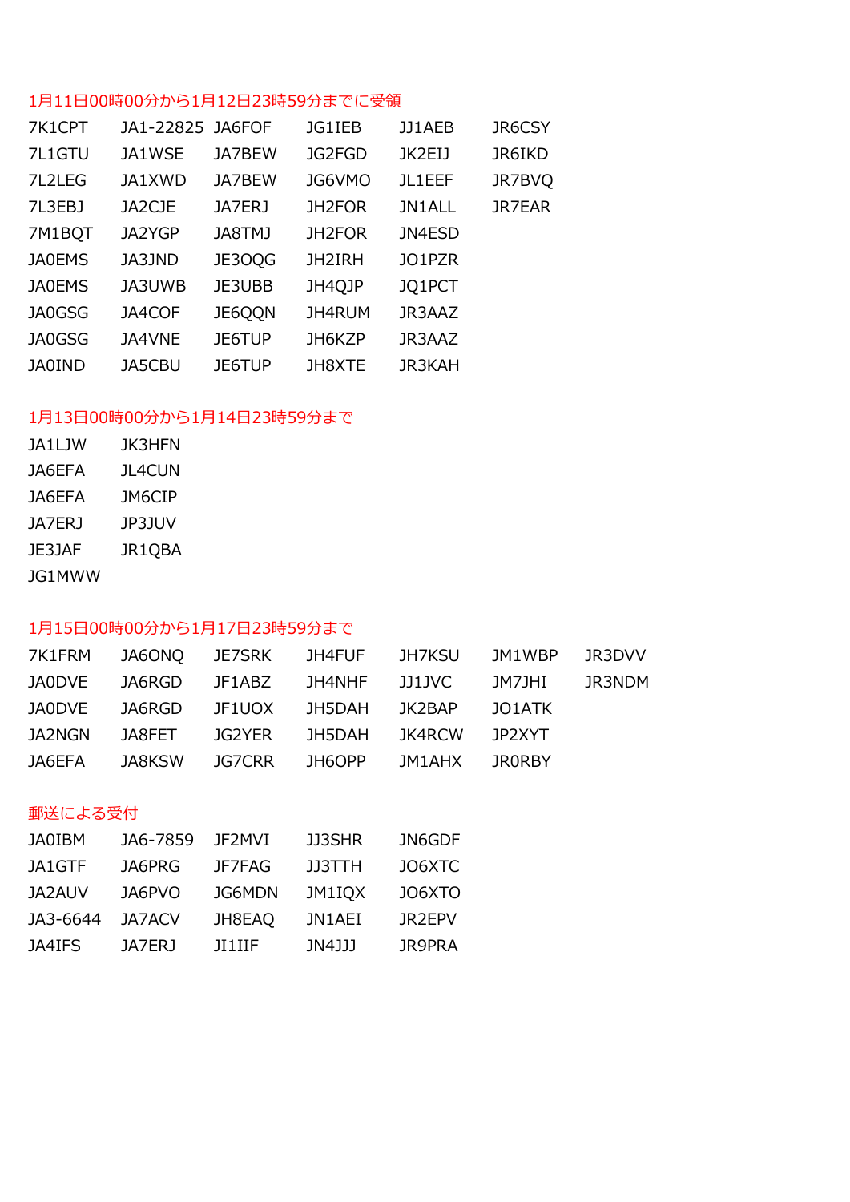1月11日00時00分から1月12日23時59分までに受領

| | | | | | |
|---|---|---|---|---|---|
| 7K1CPT | JA1-22825 | JA6FOF | JG1IEB | JJ1AEB | JR6CSY |
| 7L1GTU | JA1WSE | JA7BEW | JG2FGD | JK2EIJ | JR6IKD |
| 7L2LEG | JA1XWD | JA7BEW | JG6VMO | JL1EEF | JR7BVQ |
| 7L3EBJ | JA2CJE | JA7ERJ | JH2FOR | JN1ALL | JR7EAR |
| 7M1BQT | JA2YGP | JA8TMJ | JH2FOR | JN4ESD | |
| JA0EMS | JA3JND | JE3OQG | JH2IRH | JO1PZR | |
| JA0EMS | JA3UWB | JE3UBB | JH4QJP | JQ1PCT | |
| JA0GSG | JA4COF | JE6QQN | JH4RUM | JR3AAZ | |
| JA0GSG | JA4VNE | JE6TUP | JH6KZP | JR3AAZ | |
| JA0IND | JA5CBU | JE6TUP | JH8XTE | JR3KAH | |

1月13日00時00分から1月14日23時59分まで

| | |
|---|---|
| JA1LJW | JK3HFN |
| JA6EFA | JL4CUN |
| JA6EFA | JM6CIP |
| JA7ERJ | JP3JUV |
| JE3JAF | JR1QBA |
| JG1MWW | |

1月15日00時00分から1月17日23時59分まで

| | | | | | | |
|---|---|---|---|---|---|---|
| 7K1FRM | JA6ONQ | JE7SRK | JH4FUF | JH7KSU | JM1WBP | JR3DVV |
| JA0DVE | JA6RGD | JF1ABZ | JH4NHF | JJ1JVC | JM7JHI | JR3NDM |
| JA0DVE | JA6RGD | JF1UOX | JH5DAH | JK2BAP | JO1ATK | |
| JA2NGN | JA8FET | JG2YER | JH5DAH | JK4RCW | JP2XYT | |
| JA6EFA | JA8KSW | JG7CRR | JH6OPP | JM1AHX | JR0RBY | |

郵送による受付

| | | | | |
|---|---|---|---|---|
| JA0IBM | JA6-7859 | JF2MVI | JJ3SHR | JN6GDF |
| JA1GTF | JA6PRG | JF7FAG | JJ3TTH | JO6XTC |
| JA2AUV | JA6PVO | JG6MDN | JM1IQX | JO6XTO |
| JA3-6644 | JA7ACV | JH8EAQ | JN1AEI | JR2EPV |
| JA4IFS | JA7ERJ | JI1IIF | JN4JJJ | JR9PRA |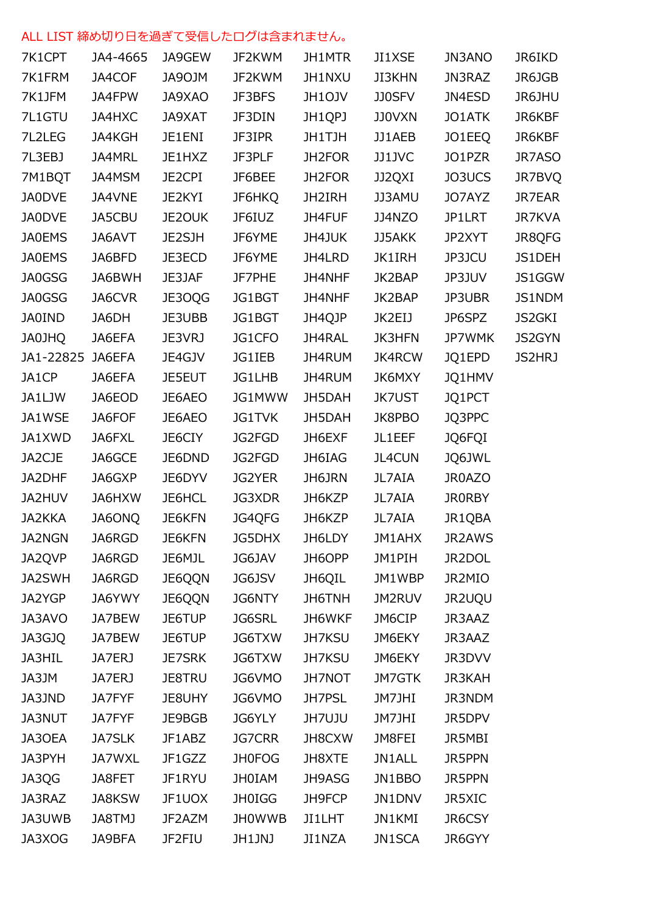ALL LIST 締め切り日を過ぎて受信したログは含まれません。

| | | | | | | | |
|---|---|---|---|---|---|---|---|
| 7K1CPT | JA4-4665 | JA9GEW | JF2KWM | JH1MTR | JI1XSE | JN3ANO | JR6IKD |
| 7K1FRM | JA4COF | JA9OJM | JF2KWM | JH1NXU | JI3KHN | JN3RAZ | JR6JGB |
| 7K1JFM | JA4FPW | JA9XAO | JF3BFS | JH1OJV | JJ0SFV | JN4ESD | JR6JHU |
| 7L1GTU | JA4HXC | JA9XAT | JF3DIN | JH1QPJ | JJ0VXN | JO1ATK | JR6KBF |
| 7L2LEG | JA4KGH | JE1ENI | JF3IPR | JH1TJH | JJ1AEB | JO1EEQ | JR6KBF |
| 7L3EBJ | JA4MRL | JE1HXZ | JF3PLF | JH2FOR | JJ1JVC | JO1PZR | JR7ASO |
| 7M1BQT | JA4MSM | JE2CPI | JF6BEE | JH2FOR | JJ2QXI | JO3UCS | JR7BVQ |
| JA0DVE | JA4VNE | JE2KYI | JF6HKQ | JH2IRH | JJ3AMU | JO7AYZ | JR7EAR |
| JA0DVE | JA5CBU | JE2OUK | JF6IUZ | JH4FUF | JJ4NZO | JP1LRT | JR7KVA |
| JA0EMS | JA6AVT | JE2SJH | JF6YME | JH4JUK | JJ5AKK | JP2XYT | JR8QFG |
| JA0EMS | JA6BFD | JE3ECD | JF6YME | JH4LRD | JK1IRH | JP3JCU | JS1DEH |
| JA0GSG | JA6BWH | JE3JAF | JF7PHE | JH4NHF | JK2BAP | JP3JUV | JS1GGW |
| JA0GSG | JA6CVR | JE3OQG | JG1BGT | JH4NHF | JK2BAP | JP3UBR | JS1NDM |
| JA0IND | JA6DH | JE3UBB | JG1BGT | JH4QJP | JK2EIJ | JP6SPZ | JS2GKI |
| JA0JHQ | JA6EFA | JE3VRJ | JG1CFO | JH4RAL | JK3HFN | JP7WMK | JS2GYN |
| JA1-22825 | JA6EFA | JE4GJV | JG1IEB | JH4RUM | JK4RCW | JQ1EPD | JS2HRJ |
| JA1CP | JA6EFA | JE5EUT | JG1LHB | JH4RUM | JK6MXY | JQ1HMV | |
| JA1LJW | JA6EOD | JE6AEO | JG1MWW | JH5DAH | JK7UST | JQ1PCT | |
| JA1WSE | JA6FOF | JE6AEO | JG1TVK | JH5DAH | JK8PBO | JQ3PPC | |
| JA1XWD | JA6FXL | JE6CIY | JG2FGD | JH6EXF | JL1EEF | JQ6FQI | |
| JA2CJE | JA6GCE | JE6DND | JG2FGD | JH6IAG | JL4CUN | JQ6JWL | |
| JA2DHF | JA6GXP | JE6DYV | JG2YER | JH6JRN | JL7AIA | JR0AZO | |
| JA2HUV | JA6HXW | JE6HCL | JG3XDR | JH6KZP | JL7AIA | JR0RBY | |
| JA2KKA | JA6ONQ | JE6KFN | JG4QFG | JH6KZP | JL7AIA | JR1QBA | |
| JA2NGN | JA6RGD | JE6KFN | JG5DHX | JH6LDY | JM1AHX | JR2AWS | |
| JA2QVP | JA6RGD | JE6MJL | JG6JAV | JH6OPP | JM1PIH | JR2DOL | |
| JA2SWH | JA6RGD | JE6QQN | JG6JSV | JH6QIL | JM1WBP | JR2MIO | |
| JA2YGP | JA6YWY | JE6QQN | JG6NTY | JH6TNH | JM2RUV | JR2UQU | |
| JA3AVO | JA7BEW | JE6TUP | JG6SRL | JH6WKF | JM6CIP | JR3AAZ | |
| JA3GJQ | JA7BEW | JE6TUP | JG6TXW | JH7KSU | JM6EKY | JR3AAZ | |
| JA3HIL | JA7ERJ | JE7SRK | JG6TXW | JH7KSU | JM6EKY | JR3DVV | |
| JA3JM | JA7ERJ | JE8TRU | JG6VMO | JH7NOT | JM7GTK | JR3KAH | |
| JA3JND | JA7FYF | JE8UHY | JG6VMO | JH7PSL | JM7JHI | JR3NDM | |
| JA3NUT | JA7FYF | JE9BGB | JG6YLY | JH7UJU | JM7JHI | JR5DPV | |
| JA3OEA | JA7SLK | JF1ABZ | JG7CRR | JH8CXW | JM8FEI | JR5MBI | |
| JA3PYH | JA7WXL | JF1GZZ | JH0FOG | JH8XTE | JN1ALL | JR5PPN | |
| JA3QG | JA8FET | JF1RYU | JH0IAM | JH9ASG | JN1BBO | JR5PPN | |
| JA3RAZ | JA8KSW | JF1UOX | JH0IGG | JH9FCP | JN1DNV | JR5XIC | |
| JA3UWB | JA8TMJ | JF2AZM | JH0WWB | JI1LHT | JN1KMI | JR6CSY | |
| JA3XOG | JA9BFA | JF2FIU | JH1JNJ | JI1NZA | JN1SCA | JR6GYY | |